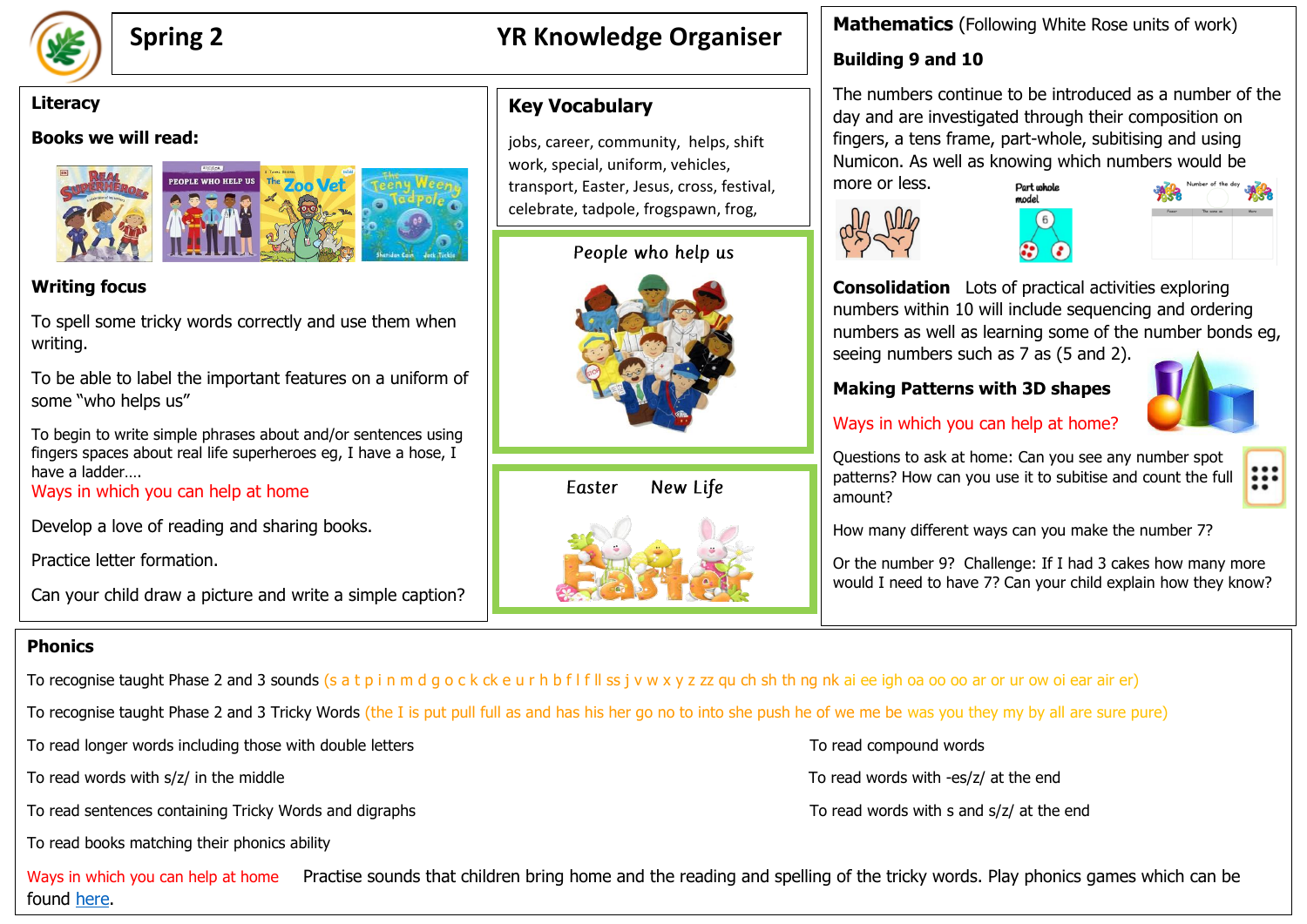# Spring 2 — YR Knowledge Organiser

## Literacy

**Books we will read:**

### Writing focus

To spell some tricky words correctly and use them when writing.

To be able to label the important features on a uniform of some "who helps us"

To begin to write simple phrases about and/or sentences using fingers spaces about real life superheroes eg, I have a hose, I have a ladder….

Ways in which you can help at home

Develop a love of reading and sharing books.

Practice letter formation.

Can your child draw a picture and write a simple caption?

## Key Vocabulary

jobs, career, community, helps, shift work, special, uniform, vehicles, transport, Easter, Jesus, cross, festival, celebrate, tadpole, frogspawn, frog,

People who help us

Easter New Life

## Mathematics (Following White Rose units of work)

**Building 9 and 10**

The numbers continue to be introduced as a number of the day and are investigated through their composition on fingers, a tens frame, part-whole, subitising and using Numicon. As well as knowing which numbers would be more or less.

**Consolidation** Lots of practical activities exploring numbers within 10 will include sequencing and ordering numbers as well as learning some of the number bonds eg, seeing numbers such as 7 as (5 and 2).

**Making Patterns with 3D shapes**

Ways in which you can help at home?

Questions to ask at home: Can you see any number spot patterns? How can you use it to subitise and count the full amount?

How many different ways can you make the number 7?

Or the number 9? Challenge: If I had 3 cakes how many more would I need to have 7? Can your child explain how they know?

## Phonics

To recognise taught Phase 2 and 3 sounds (s a t p i n m d g o c k ck e u r h b f l f ll ss j v w x y z zz qu ch sh th ng nk ai ee igh oa oo oo ar or ur ow oi ear air er)

To recognise taught Phase 2 and 3 Tricky Words (the I is put pull full as and has his her go no to into she push he of we me be was you they my by all are sure pure)

To read longer words including those with double letters

To read words with s/z/ in the middle

To read sentences containing Tricky Words and digraphs

To read books matching their phonics ability

To read compound words

To read words with -es/z/ at the end

To read words with s and s/z/ at the end

Ways in which you can help at home Practise sounds that children bring home and the reading and spelling of the tricky words. Play phonics games which can be found here.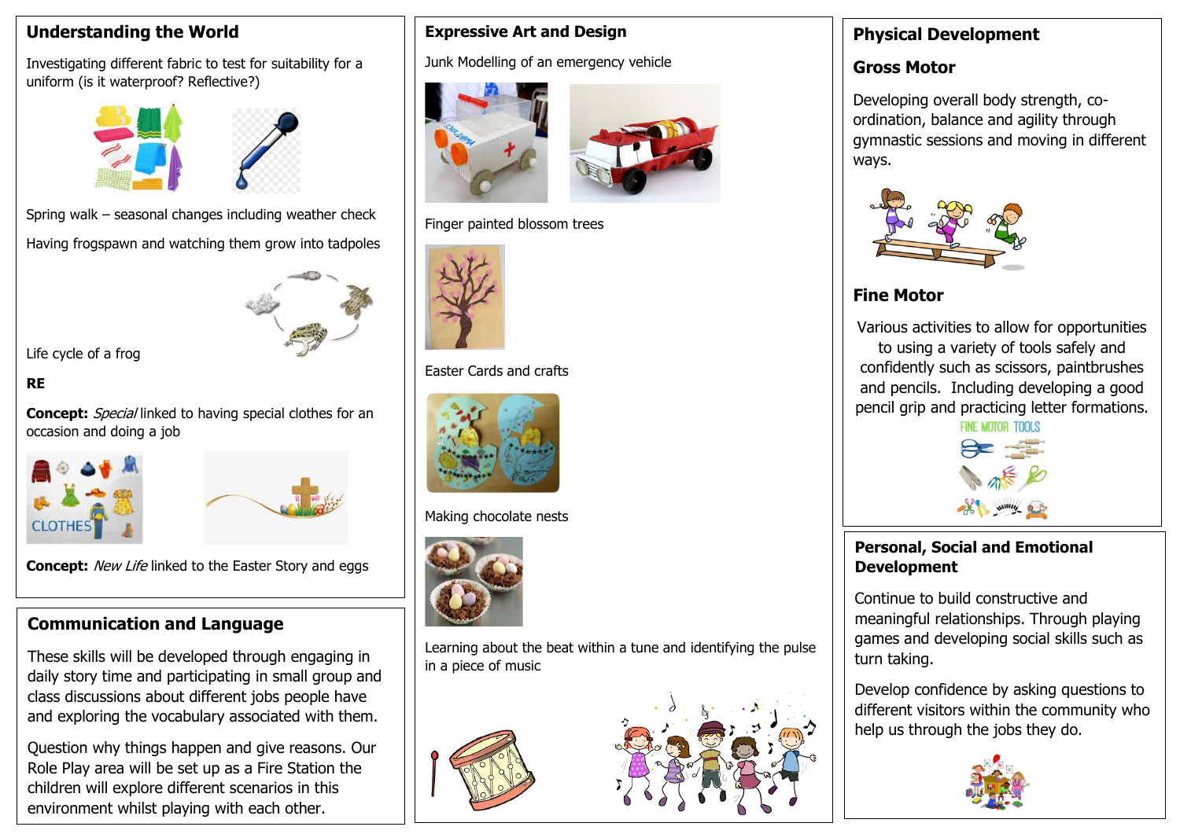## Understanding the World

Investigating different fabric to test for suitability for a uniform (is it waterproof? Reflective?)

Spring walk – seasonal changes including weather check

Having frogspawn and watching them grow into tadpoles

Life cycle of a frog

**RE**

**Concept:** *Special* linked to having special clothes for an occasion and doing a job

CLOTHES

**Concept:** *New Life* linked to the Easter Story and eggs

## Communication and Language

These skills will be developed through engaging in daily story time and participating in small group and class discussions about different jobs people have and exploring the vocabulary associated with them.

Question why things happen and give reasons. Our Role Play area will be set up as a Fire Station the children will explore different scenarios in this environment whilst playing with each other.

## Expressive Art and Design

Junk Modelling of an emergency vehicle

Finger painted blossom trees

Easter Cards and crafts

Making chocolate nests

Learning about the beat within a tune and identifying the pulse in a piece of music

## Physical Development

### Gross Motor

Developing overall body strength, co-ordination, balance and agility through gymnastic sessions and moving in different ways.

### Fine Motor

Various activities to allow for opportunities to using a variety of tools safely and confidently such as scissors, paintbrushes and pencils. Including developing a good pencil grip and practicing letter formations.

FINE MOTOR TOOLS

## Personal, Social and Emotional Development

Continue to build constructive and meaningful relationships. Through playing games and developing social skills such as turn taking.

Develop confidence by asking questions to different visitors within the community who help us through the jobs they do.